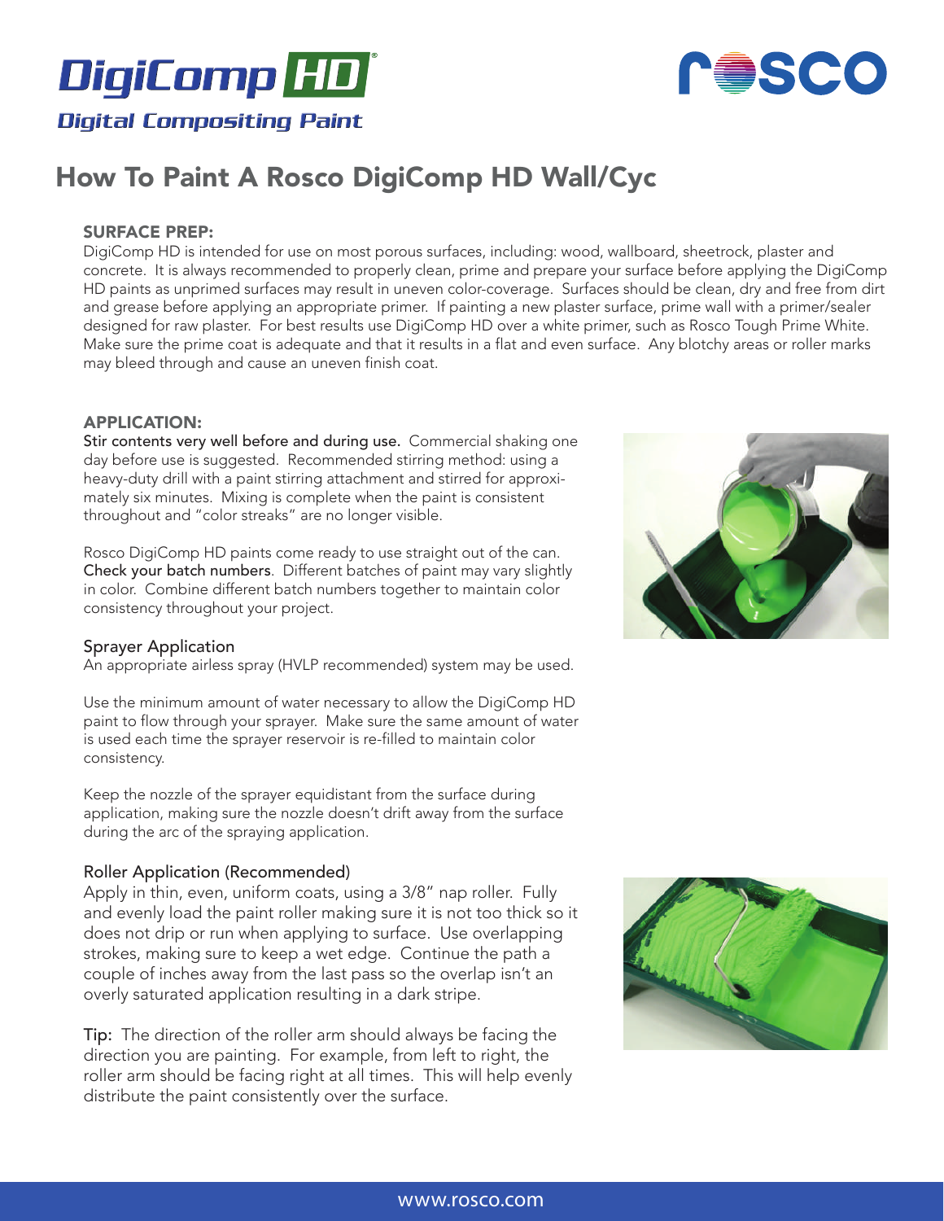# DigiComp HD

*Digital Compositing Paint*

rosco

# How To Paint A Rosco DigiComp HD Wall/Cyc

## SURFACE PREP:

DigiComp HD is intended for use on most porous surfaces, including: wood, wallboard, sheetrock, plaster and concrete. It is always recommended to properly clean, prime and prepare your surface before applying the DigiComp HD paints as unprimed surfaces may result in uneven color-coverage. Surfaces should be clean, dry and free from dirt and grease before applying an appropriate primer. If painting a new plaster surface, prime wall with a primer/sealer designed for raw plaster. For best results use DigiComp HD over a white primer, such as Rosco Tough Prime White. Make sure the prime coat is adequate and that it results in a flat and even surface. Any blotchy areas or roller marks may bleed through and cause an uneven finish coat.

## APPLICATION:

**Stir contents very well before and during use.** Commercial shaking one day before use is suggested. Recommended stirring method: using a heavy-duty drill with a paint stirring attachment and stirred for approximately six minutes. Mixing is complete when the paint is consistent throughout and "color streaks" are no longer visible.

Rosco DigiComp HD paints come ready to use straight out of the can. **Check your batch numbers**. Different batches of paint may vary slightly in color. Combine different batch numbers together to maintain color consistency throughout your project.

### Sprayer Application

An appropriate airless spray (HVLP recommended) system may be used.

Use the minimum amount of water necessary to allow the DigiComp HD paint to flow through your sprayer. Make sure the same amount of water is used each time the sprayer reservoir is re-filled to maintain color consistency.

Keep the nozzle of the sprayer equidistant from the surface during application, making sure the nozzle doesn't drift away from the surface during the arc of the spraying application.

### Roller Application (Recommended)

Apply in thin, even, uniform coats, using a 3/8" nap roller. Fully and evenly load the paint roller making sure it is not too thick so it does not drip or run when applying to surface. Use overlapping strokes, making sure to keep a wet edge. Continue the path a couple of inches away from the last pass so the overlap isn't an overly saturated application resulting in a dark stripe.

**Tip:** The direction of the roller arm should always be facing the direction you are painting. For example, from left to right, the roller arm should be facing right at all times. This will help evenly distribute the paint consistently over the surface.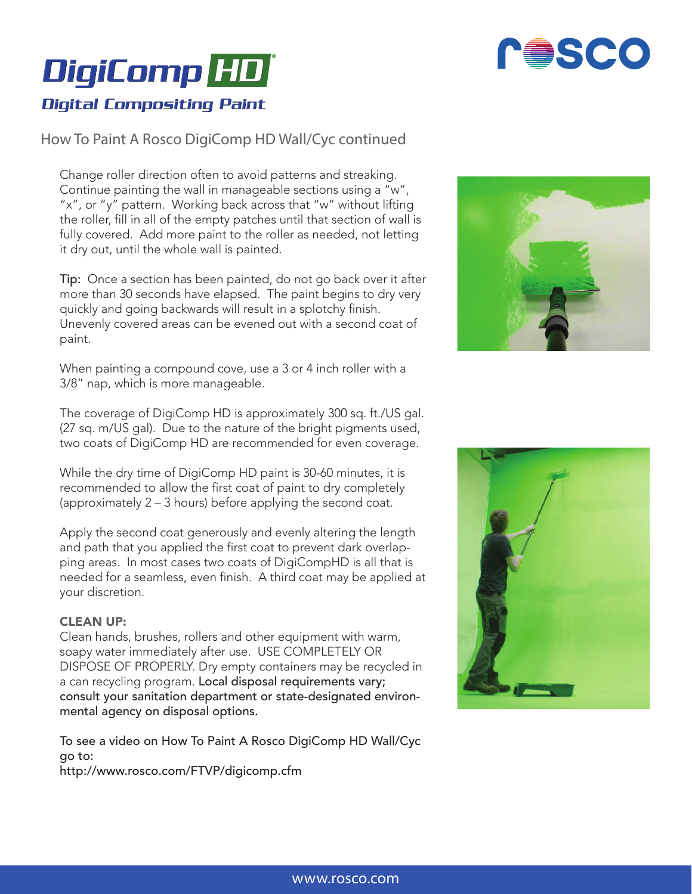# DigiComp HD

## Digital Compositing Paint

How To Paint A Rosco DigiComp HD Wall/Cyc continued

Change roller direction often to avoid patterns and streaking. Continue painting the wall in manageable sections using a "w", "x", or "y" pattern. Working back across that "w" without lifting the roller, fill in all of the empty patches until that section of wall is fully covered. Add more paint to the roller as needed, not letting it dry out, until the whole wall is painted.

Tip: Once a section has been painted, do not go back over it after more than 30 seconds have elapsed. The paint begins to dry very quickly and going backwards will result in a splotchy finish. Unevenly covered areas can be evened out with a second coat of paint.

When painting a compound cove, use a 3 or 4 inch roller with a 3/8" nap, which is more manageable.

The coverage of DigiComp HD is approximately 300 sq. ft./US gal. (27 sq. m/US gal). Due to the nature of the bright pigments used, two coats of DigiComp HD are recommended for even coverage.

While the dry time of DigiComp HD paint is 30-60 minutes, it is recommended to allow the first coat of paint to dry completely (approximately 2 – 3 hours) before applying the second coat.

Apply the second coat generously and evenly altering the length and path that you applied the first coat to prevent dark overlapping areas. In most cases two coats of DigiCompHD is all that is needed for a seamless, even finish. A third coat may be applied at your discretion.

**CLEAN UP:**

Clean hands, brushes, rollers and other equipment with warm, soapy water immediately after use. USE COMPLETELY OR DISPOSE OF PROPERLY. Dry empty containers may be recycled in a can recycling program. Local disposal requirements vary; consult your sanitation department or state-designated environmental agency on disposal options.

To see a video on How To Paint A Rosco DigiComp HD Wall/Cyc go to:
http://www.rosco.com/FTVP/digicomp.cfm